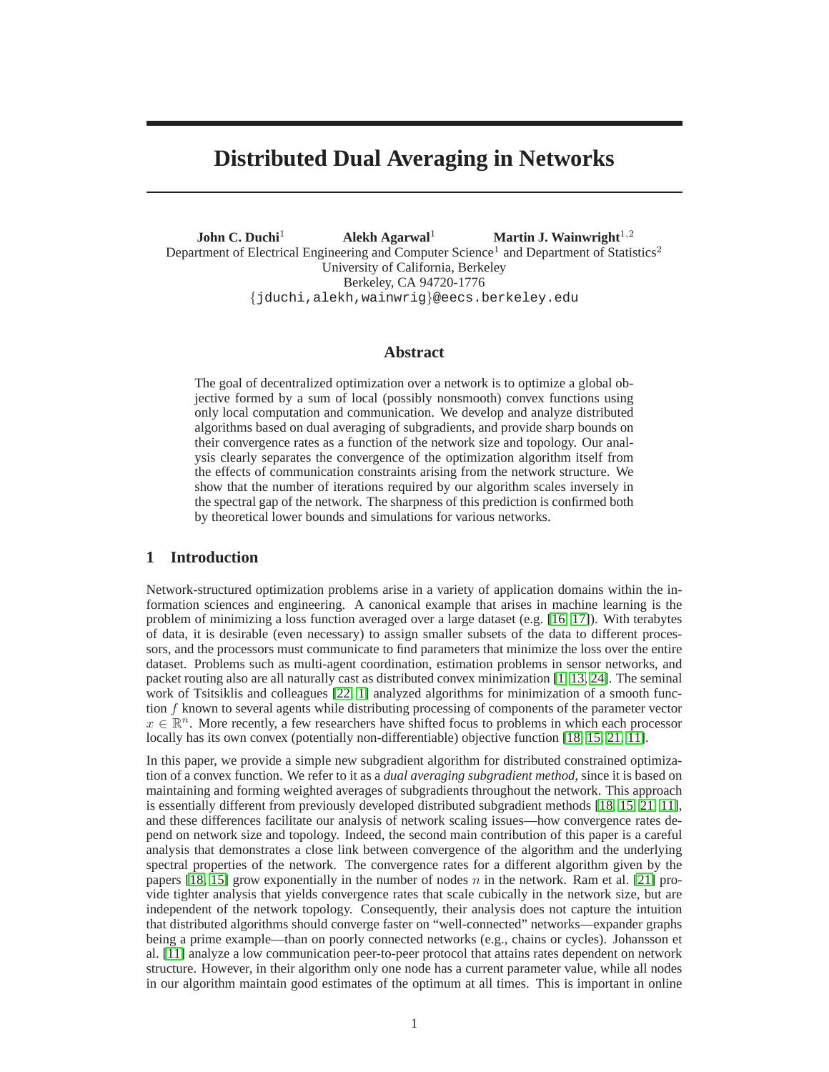# Distributed Dual Averaging in Networks

**John C. Duchi**[1] **Alekh Agarwal**[1] **Martin J. Wainwright**[1,2]

Department of Electrical Engineering and Computer Science[1] and Department of Statistics[2]
University of California, Berkeley
Berkeley, CA 94720-1776
{jduchi,alekh,wainwrig}@eecs.berkeley.edu

## Abstract

The goal of decentralized optimization over a network is to optimize a global objective formed by a sum of local (possibly nonsmooth) convex functions using only local computation and communication. We develop and analyze distributed algorithms based on dual averaging of subgradients, and provide sharp bounds on their convergence rates as a function of the network size and topology. Our analysis clearly separates the convergence of the optimization algorithm itself from the effects of communication constraints arising from the network structure. We show that the number of iterations required by our algorithm scales inversely in the spectral gap of the network. The sharpness of this prediction is confirmed both by theoretical lower bounds and simulations for various networks.

## 1 Introduction

Network-structured optimization problems arise in a variety of application domains within the information sciences and engineering. A canonical example that arises in machine learning is the problem of minimizing a loss function averaged over a large dataset (e.g. [16, 17]). With terabytes of data, it is desirable (even necessary) to assign smaller subsets of the data to different processors, and the processors must communicate to find parameters that minimize the loss over the entire dataset. Problems such as multi-agent coordination, estimation problems in sensor networks, and packet routing also are all naturally cast as distributed convex minimization [1, 13, 24]. The seminal work of Tsitsiklis and colleagues [22, 1] analyzed algorithms for minimization of a smooth function $f$ known to several agents while distributing processing of components of the parameter vector $x \in \mathbb{R}^n$. More recently, a few researchers have shifted focus to problems in which each processor locally has its own convex (potentially non-differentiable) objective function [18, 15, 21, 11].

In this paper, we provide a simple new subgradient algorithm for distributed constrained optimization of a convex function. We refer to it as a *dual averaging subgradient method*, since it is based on maintaining and forming weighted averages of subgradients throughout the network. This approach is essentially different from previously developed distributed subgradient methods [18, 15, 21, 11], and these differences facilitate our analysis of network scaling issues—how convergence rates depend on network size and topology. Indeed, the second main contribution of this paper is a careful analysis that demonstrates a close link between convergence of the algorithm and the underlying spectral properties of the network. The convergence rates for a different algorithm given by the papers [18, 15] grow exponentially in the number of nodes $n$ in the network. Ram et al. [21] provide tighter analysis that yields convergence rates that scale cubically in the network size, but are independent of the network topology. Consequently, their analysis does not capture the intuition that distributed algorithms should converge faster on "well-connected" networks—expander graphs being a prime example—than on poorly connected networks (e.g., chains or cycles). Johansson et al. [11] analyze a low communication peer-to-peer protocol that attains rates dependent on network structure. However, in their algorithm only one node has a current parameter value, while all nodes in our algorithm maintain good estimates of the optimum at all times. This is important in online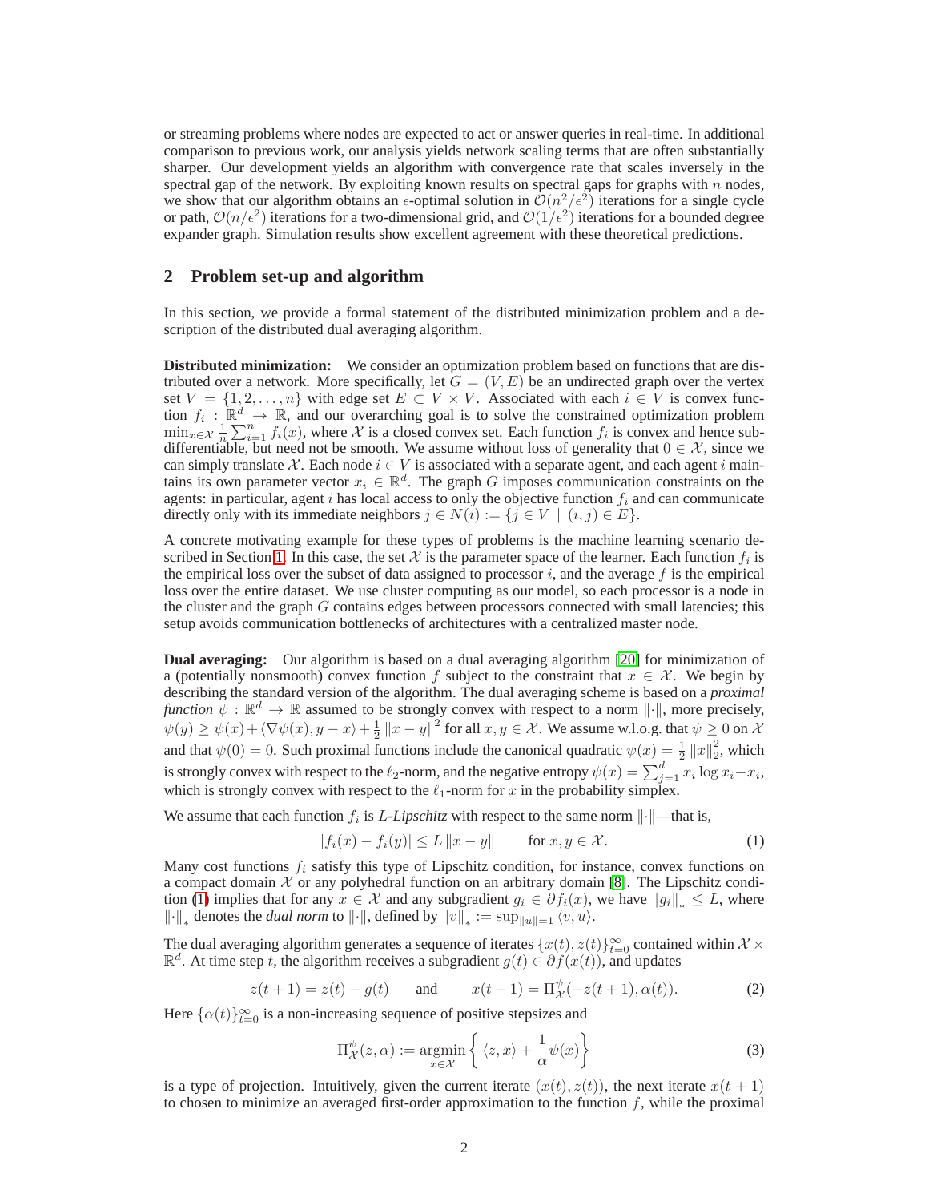or streaming problems where nodes are expected to act or answer queries in real-time. In additional comparison to previous work, our analysis yields network scaling terms that are often substantially sharper. Our development yields an algorithm with convergence rate that scales inversely in the spectral gap of the network. By exploiting known results on spectral gaps for graphs with $n$ nodes, we show that our algorithm obtains an $\epsilon$-optimal solution in $\mathcal{O}(n^2/\epsilon^2)$ iterations for a single cycle or path, $\mathcal{O}(n/\epsilon^2)$ iterations for a two-dimensional grid, and $\mathcal{O}(1/\epsilon^2)$ iterations for a bounded degree expander graph. Simulation results show excellent agreement with these theoretical predictions.

## 2 Problem set-up and algorithm

In this section, we provide a formal statement of the distributed minimization problem and a description of the distributed dual averaging algorithm.

**Distributed minimization:** We consider an optimization problem based on functions that are distributed over a network. More specifically, let $G = (V, E)$ be an undirected graph over the vertex set $V = \{1, 2, \ldots, n\}$ with edge set $E \subset V \times V$. Associated with each $i \in V$ is convex function $f_i : \mathbb{R}^d \to \mathbb{R}$, and our overarching goal is to solve the constrained optimization problem $\min_{x \in \mathcal{X}} \frac{1}{n} \sum_{i=1}^{n} f_i(x)$, where $\mathcal{X}$ is a closed convex set. Each function $f_i$ is convex and hence subdifferentiable, but need not be smooth. We assume without loss of generality that $0 \in \mathcal{X}$, since we can simply translate $\mathcal{X}$. Each node $i \in V$ is associated with a separate agent, and each agent $i$ maintains its own parameter vector $x_i \in \mathbb{R}^d$. The graph $G$ imposes communication constraints on the agents: in particular, agent $i$ has local access to only the objective function $f_i$ and can communicate directly only with its immediate neighbors $j \in N(i) := \{j \in V \mid (i, j) \in E\}$.

A concrete motivating example for these types of problems is the machine learning scenario described in Section 1. In this case, the set $\mathcal{X}$ is the parameter space of the learner. Each function $f_i$ is the empirical loss over the subset of data assigned to processor $i$, and the average $f$ is the empirical loss over the entire dataset. We use cluster computing as our model, so each processor is a node in the cluster and the graph $G$ contains edges between processors connected with small latencies; this setup avoids communication bottlenecks of architectures with a centralized master node.

**Dual averaging:** Our algorithm is based on a dual averaging algorithm [20] for minimization of a (potentially nonsmooth) convex function $f$ subject to the constraint that $x \in \mathcal{X}$. We begin by describing the standard version of the algorithm. The dual averaging scheme is based on a *proximal function* $\psi : \mathbb{R}^d \to \mathbb{R}$ assumed to be strongly convex with respect to a norm $\|\cdot\|$, more precisely, $\psi(y) \geq \psi(x) + \langle \nabla\psi(x), y - x \rangle + \frac{1}{2}\|x - y\|^2$ for all $x, y \in \mathcal{X}$. We assume w.l.o.g. that $\psi \geq 0$ on $\mathcal{X}$ and that $\psi(0) = 0$. Such proximal functions include the canonical quadratic $\psi(x) = \frac{1}{2}\|x\|_2^2$, which is strongly convex with respect to the $\ell_2$-norm, and the negative entropy $\psi(x) = \sum_{j=1}^{d} x_i \log x_i - x_i$, which is strongly convex with respect to the $\ell_1$-norm for $x$ in the probability simplex.

We assume that each function $f_i$ is $L$-*Lipschitz* with respect to the same norm $\|\cdot\|$—that is,

$$|f_i(x) - f_i(y)| \leq L\|x - y\| \qquad \text{for } x, y \in \mathcal{X}. \tag{1}$$

Many cost functions $f_i$ satisfy this type of Lipschitz condition, for instance, convex functions on a compact domain $\mathcal{X}$ or any polyhedral function on an arbitrary domain [8]. The Lipschitz condition (1) implies that for any $x \in \mathcal{X}$ and any subgradient $g_i \in \partial f_i(x)$, we have $\|g_i\|_* \leq L$, where $\|\cdot\|_*$ denotes the *dual norm* to $\|\cdot\|$, defined by $\|v\|_* := \sup_{\|u\|=1} \langle v, u \rangle$.

The dual averaging algorithm generates a sequence of iterates $\{x(t), z(t)\}_{t=0}^{\infty}$ contained within $\mathcal{X} \times \mathbb{R}^d$. At time step $t$, the algorithm receives a subgradient $g(t) \in \partial f(x(t))$, and updates

$$z(t+1) = z(t) - g(t) \qquad \text{and} \qquad x(t+1) = \Pi_{\mathcal{X}}^{\psi}(-z(t+1), \alpha(t)). \tag{2}$$

Here $\{\alpha(t)\}_{t=0}^{\infty}$ is a non-increasing sequence of positive stepsizes and

$$\Pi_{\mathcal{X}}^{\psi}(z, \alpha) := \operatorname*{argmin}_{x \in \mathcal{X}} \left\{ \langle z, x \rangle + \frac{1}{\alpha}\psi(x) \right\} \tag{3}$$

is a type of projection. Intuitively, given the current iterate $(x(t), z(t))$, the next iterate $x(t+1)$ to chosen to minimize an averaged first-order approximation to the function $f$, while the proximal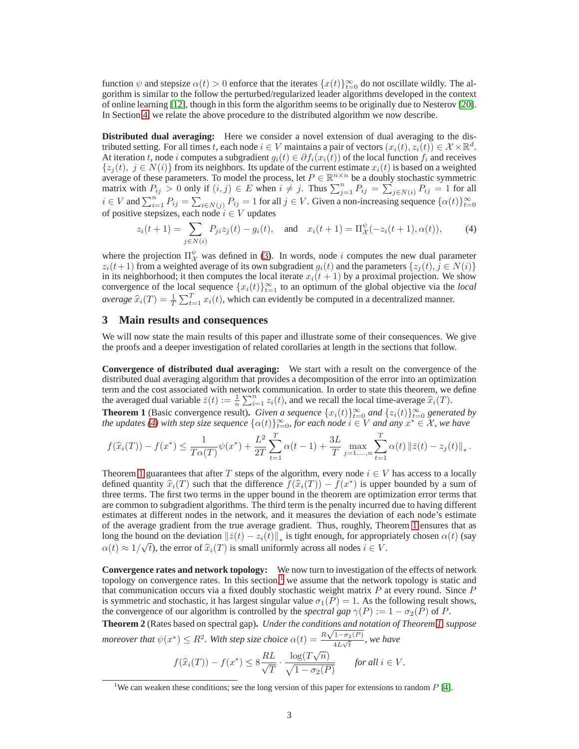function $\psi$ and stepsize $\alpha(t) > 0$ enforce that the iterates $\{x(t)\}_{t=0}^{\infty}$ do not oscillate wildly. The algorithm is similar to the follow the perturbed/regularized leader algorithms developed in the context of online learning [12], though in this form the algorithm seems to be originally due to Nesterov [20]. In Section 4 we relate the above procedure to the distributed algorithm we now describe.

**Distributed dual averaging:** Here we consider a novel extension of dual averaging to the distributed setting. For all times $t$, each node $i \in V$ maintains a pair of vectors $(x_i(t), z_i(t)) \in \mathcal{X} \times \mathbb{R}^d$. At iteration $t$, node $i$ computes a subgradient $g_i(t) \in \partial f_i(x_i(t))$ of the local function $f_i$ and receives $\{z_j(t),\ j \in N(i)\}$ from its neighbors. Its update of the current estimate $x_i(t)$ is based on a weighted average of these parameters. To model the process, let $P \in \mathbb{R}^{n \times n}$ be a doubly stochastic symmetric matrix with $P_{ij} > 0$ only if $(i,j) \in E$ when $i \neq j$. Thus $\sum_{j=1}^n P_{ij} = \sum_{j \in N(i)} P_{ij} = 1$ for all $i \in V$ and $\sum_{i=1}^n P_{ij} = \sum_{i \in N(j)} P_{ij} = 1$ for all $j \in V$. Given a non-increasing sequence $\{\alpha(t)\}_{t=0}^{\infty}$ of positive stepsizes, each node $i \in V$ updates

$$z_i(t+1) = \sum_{j \in N(i)} P_{ji} z_j(t) - g_i(t), \quad \text{and} \quad x_i(t+1) = \Pi_{\mathcal{X}}^{\psi}(-z_i(t+1), \alpha(t)), \tag{4}$$

where the projection $\Pi_{\mathcal{X}}^{\psi}$ was defined in (3). In words, node $i$ computes the new dual parameter $z_i(t+1)$ from a weighted average of its own subgradient $g_i(t)$ and the parameters $\{z_j(t), j \in N(i)\}$ in its neighborhood; it then computes the local iterate $x_i(t+1)$ by a proximal projection. We show convergence of the local sequence $\{x_i(t)\}_{t=1}^{\infty}$ to an optimum of the global objective via the *local average* $\widehat{x}_i(T) = \frac{1}{T}\sum_{t=1}^T x_i(t)$, which can evidently be computed in a decentralized manner.

## 3 Main results and consequences

We will now state the main results of this paper and illustrate some of their consequences. We give the proofs and a deeper investigation of related corollaries at length in the sections that follow.

**Convergence of distributed dual averaging:** We start with a result on the convergence of the distributed dual averaging algorithm that provides a decomposition of the error into an optimization term and the cost associated with network communication. In order to state this theorem, we define the averaged dual variable $\bar{z}(t) := \frac{1}{n}\sum_{i=1}^n z_i(t)$, and we recall the local time-average $\widehat{x}_i(T)$.

**Theorem 1** (Basic convergence result)**.** *Given a sequence $\{x_i(t)\}_{t=0}^{\infty}$ and $\{z_i(t)\}_{t=0}^{\infty}$ generated by the updates (4) with step size sequence $\{\alpha(t)\}_{t=0}^{\infty}$, for each node $i \in V$ and any $x^* \in \mathcal{X}$, we have*

$$f(\widehat{x}_i(T)) - f(x^*) \leq \frac{1}{T\alpha(T)}\psi(x^*) + \frac{L^2}{2T}\sum_{t=1}^T \alpha(t-1) + \frac{3L}{T}\max_{j=1,\ldots,n}\sum_{t=1}^T \alpha(t)\left\|\bar{z}(t) - z_j(t)\right\|_* .$$

Theorem 1 guarantees that after $T$ steps of the algorithm, every node $i \in V$ has access to a locally defined quantity $\widehat{x}_i(T)$ such that the difference $f(\widehat{x}_i(T)) - f(x^*)$ is upper bounded by a sum of three terms. The first two terms in the upper bound in the theorem are optimization error terms that are common to subgradient algorithms. The third term is the penalty incurred due to having different estimates at different nodes in the network, and it measures the deviation of each node's estimate of the average gradient from the true average gradient. Thus, roughly, Theorem 1 ensures that as long the bound on the deviation $\left\|\bar{z}(t) - z_i(t)\right\|_*$ is tight enough, for appropriately chosen $\alpha(t)$ (say $\alpha(t) \approx 1/\sqrt{t}$), the error of $\widehat{x}_i(T)$ is small uniformly across all nodes $i \in V$.

**Convergence rates and network topology:** We now turn to investigation of the effects of network topology on convergence rates. In this section,[1] we assume that the network topology is static and that communication occurs via a fixed doubly stochastic weight matrix $P$ at every round. Since $P$ is symmetric and stochastic, it has largest singular value $\sigma_1(P) = 1$. As the following result shows, the convergence of our algorithm is controlled by the *spectral gap* $\gamma(P) := 1 - \sigma_2(P)$ of $P$.

**Theorem 2** (Rates based on spectral gap)**.** *Under the conditions and notation of Theorem 1, suppose moreover that $\psi(x^*) \leq R^2$. With step size choice $\alpha(t) = \frac{R\sqrt{1-\sigma_2(P)}}{4L\sqrt{t}}$, we have*

$$f(\widehat{x}_i(T)) - f(x^*) \leq 8\frac{RL}{\sqrt{T}} \cdot \frac{\log(T\sqrt{n})}{\sqrt{1-\sigma_2(P)}} \qquad \text{for all } i \in V.$$

[1] We can weaken these conditions; see the long version of this paper for extensions to random $P$ [4].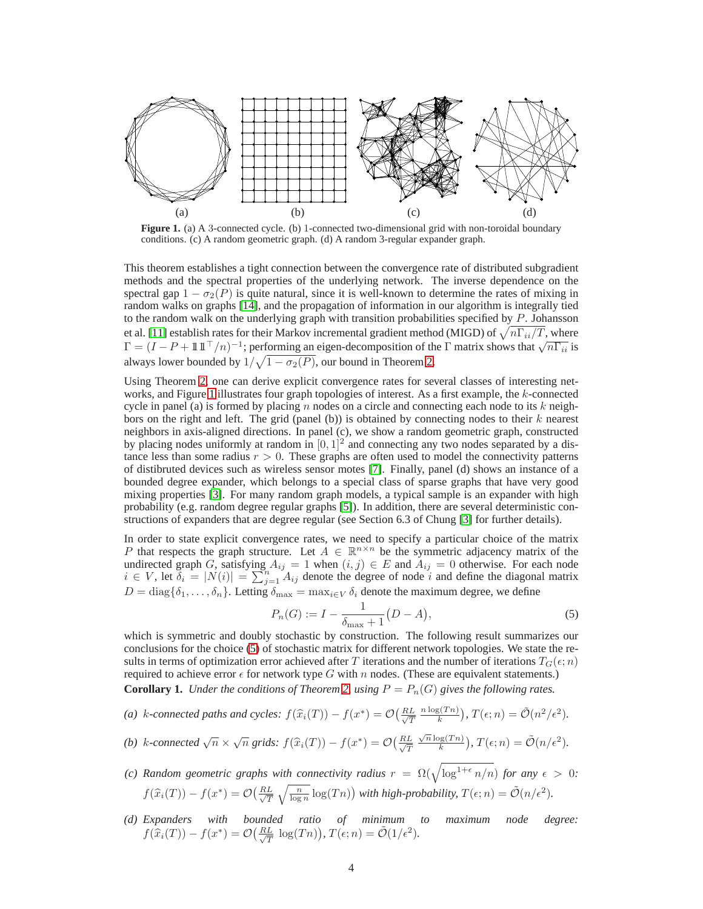(a) (b) (c) (d)

**Figure 1.** (a) A 3-connected cycle. (b) 1-connected two-dimensional grid with non-toroidal boundary conditions. (c) A random geometric graph. (d) A random 3-regular expander graph.

This theorem establishes a tight connection between the convergence rate of distributed subgradient methods and the spectral properties of the underlying network. The inverse dependence on the spectral gap $1 - \sigma_2(P)$ is quite natural, since it is well-known to determine the rates of mixing in random walks on graphs [14], and the propagation of information in our algorithm is integrally tied to the random walk on the underlying graph with transition probabilities specified by $P$. Johansson et al. [11] establish rates for their Markov incremental gradient method (MIGD) of $\sqrt{n\Gamma_{ii}/T}$, where $\Gamma = (I - P + \mathbb{1}\mathbb{1}^\top/n)^{-1}$; performing an eigen-decomposition of the $\Gamma$ matrix shows that $\sqrt{n\Gamma_{ii}}$ is always lower bounded by $1/\sqrt{1-\sigma_2(P)}$, our bound in Theorem 2.

Using Theorem 2, one can derive explicit convergence rates for several classes of interesting networks, and Figure 1 illustrates four graph topologies of interest. As a first example, the $k$-connected cycle in panel (a) is formed by placing $n$ nodes on a circle and connecting each node to its $k$ neighbors on the right and left. The grid (panel (b)) is obtained by connecting nodes to their $k$ nearest neighbors in axis-aligned directions. In panel (c), we show a random geometric graph, constructed by placing nodes uniformly at random in $[0, 1]^2$ and connecting any two nodes separated by a distance less than some radius $r > 0$. These graphs are often used to model the connectivity patterns of distributed devices such as wireless sensor motes [7]. Finally, panel (d) shows an instance of a bounded degree expander, which belongs to a special class of sparse graphs that have very good mixing properties [3]. For many random graph models, a typical sample is an expander with high probability (e.g. random degree regular graphs [5]). In addition, there are several deterministic constructions of expanders that are degree regular (see Section 6.3 of Chung [3] for further details).

In order to state explicit convergence rates, we need to specify a particular choice of the matrix $P$ that respects the graph structure. Let $A \in \mathbb{R}^{n\times n}$ be the symmetric adjacency matrix of the undirected graph $G$, satisfying $A_{ij} = 1$ when $(i, j) \in E$ and $A_{ij} = 0$ otherwise. For each node $i \in V$, let $\delta_i = |N(i)| = \sum_{j=1}^{n} A_{ij}$ denote the degree of node $i$ and define the diagonal matrix $D = \mathrm{diag}\{\delta_1, \ldots, \delta_n\}$. Letting $\delta_{\max} = \max_{i\in V} \delta_i$ denote the maximum degree, we define

$$P_n(G) := I - \frac{1}{\delta_{\max} + 1}\big(D - A\big), \tag{5}$$

which is symmetric and doubly stochastic by construction. The following result summarizes our conclusions for the choice (5) of stochastic matrix for different network topologies. We state the results in terms of optimization error achieved after $T$ iterations and the number of iterations $T_G(\epsilon; n)$ required to achieve error $\epsilon$ for network type $G$ with $n$ nodes. (These are equivalent statements.)

**Corollary 1.** *Under the conditions of Theorem 2, using $P = P_n(G)$ gives the following rates.*

*(a) $k$-connected paths and cycles:* $f(\widehat{x}_i(T)) - f(x^*) = \mathcal{O}\big(\frac{RL}{\sqrt{T}}\,\frac{n\log(Tn)}{k}\big)$, $T(\epsilon; n) = \tilde{\mathcal{O}}(n^2/\epsilon^2)$.

*(b) $k$-connected $\sqrt{n}\times\sqrt{n}$ grids:* $f(\widehat{x}_i(T)) - f(x^*) = \mathcal{O}\big(\frac{RL}{\sqrt{T}}\,\frac{\sqrt{n}\log(Tn)}{k}\big)$, $T(\epsilon; n) = \tilde{\mathcal{O}}(n/\epsilon^2)$.

*(c) Random geometric graphs with connectivity radius $r = \Omega(\sqrt{\log^{1+\epsilon} n/n})$ for any $\epsilon > 0$:* $f(\widehat{x}_i(T)) - f(x^*) = \mathcal{O}\big(\frac{RL}{\sqrt{T}}\,\sqrt{\frac{n}{\log n}}\log(Tn)\big)$ *with high-probability,* $T(\epsilon; n) = \tilde{\mathcal{O}}(n/\epsilon^2)$.

*(d) Expanders with bounded ratio of minimum to maximum node degree:* $f(\widehat{x}_i(T)) - f(x^*) = \mathcal{O}\big(\frac{RL}{\sqrt{T}}\,\log(Tn)\big)$, $T(\epsilon; n) = \tilde{\mathcal{O}}(1/\epsilon^2)$.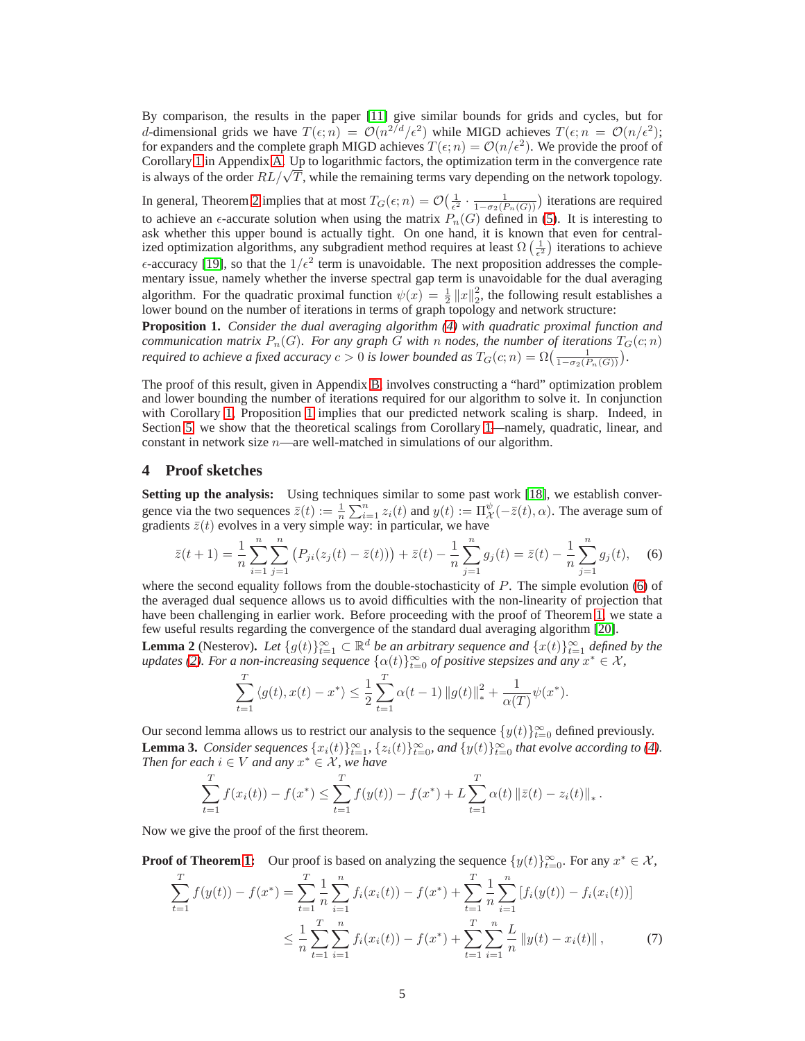By comparison, the results in the paper [11] give similar bounds for grids and cycles, but for $d$-dimensional grids we have $T(\epsilon; n) = \mathcal{O}(n^{2/d}/\epsilon^2)$ while MIGD achieves $T(\epsilon; n = \mathcal{O}(n/\epsilon^2)$; for expanders and the complete graph MIGD achieves $T(\epsilon; n) = \mathcal{O}(n/\epsilon^2)$. We provide the proof of Corollary 1 in Appendix A. Up to logarithmic factors, the optimization term in the convergence rate is always of the order $RL/\sqrt{T}$, while the remaining terms vary depending on the network topology.

In general, Theorem 2 implies that at most $T_G(\epsilon; n) = \mathcal{O}\big(\frac{1}{\epsilon^2} \cdot \frac{1}{1-\sigma_2(P_n(G))}\big)$ iterations are required to achieve an $\epsilon$-accurate solution when using the matrix $P_n(G)$ defined in (5). It is interesting to ask whether this upper bound is actually tight. On one hand, it is known that even for centralized optimization algorithms, any subgradient method requires at least $\Omega\left(\frac{1}{\epsilon^2}\right)$ iterations to achieve $\epsilon$-accuracy [19], so that the $1/\epsilon^2$ term is unavoidable. The next proposition addresses the complementary issue, namely whether the inverse spectral gap term is unavoidable for the dual averaging algorithm. For the quadratic proximal function $\psi(x) = \frac{1}{2}\|x\|_2^2$, the following result establishes a lower bound on the number of iterations in terms of graph topology and network structure:

**Proposition 1.** *Consider the dual averaging algorithm (4) with quadratic proximal function and communication matrix $P_n(G)$. For any graph $G$ with $n$ nodes, the number of iterations $T_G(c; n)$ required to achieve a fixed accuracy $c > 0$ is lower bounded as $T_G(c; n) = \Omega\big(\frac{1}{1-\sigma_2(P_n(G))}\big)$.*

The proof of this result, given in Appendix B, involves constructing a "hard" optimization problem and lower bounding the number of iterations required for our algorithm to solve it. In conjunction with Corollary 1, Proposition 1 implies that our predicted network scaling is sharp. Indeed, in Section 5, we show that the theoretical scalings from Corollary 1—namely, quadratic, linear, and constant in network size $n$—are well-matched in simulations of our algorithm.

## 4 Proof sketches

**Setting up the analysis:** Using techniques similar to some past work [18], we establish convergence via the two sequences $\bar{z}(t) := \frac{1}{n}\sum_{i=1}^n z_i(t)$ and $y(t) := \Pi_{\mathcal{X}}^{\psi}(-\bar{z}(t), \alpha)$. The average sum of gradients $\bar{z}(t)$ evolves in a very simple way: in particular, we have

$$\bar{z}(t+1) = \frac{1}{n}\sum_{i=1}^n\sum_{j=1}^n \big(P_{ji}(z_j(t) - \bar{z}(t))\big) + \bar{z}(t) - \frac{1}{n}\sum_{j=1}^n g_j(t) = \bar{z}(t) - \frac{1}{n}\sum_{j=1}^n g_j(t), \tag{6}$$

where the second equality follows from the double-stochasticity of $P$. The simple evolution (6) of the averaged dual sequence allows us to avoid difficulties with the non-linearity of projection that have been challenging in earlier work. Before proceeding with the proof of Theorem 1, we state a few useful results regarding the convergence of the standard dual averaging algorithm [20].

**Lemma 2** (Nesterov)**.** *Let $\{g(t)\}_{t=1}^{\infty} \subset \mathbb{R}^d$ be an arbitrary sequence and $\{x(t)\}_{t=1}^{\infty}$ defined by the updates (2). For a non-increasing sequence $\{\alpha(t)\}_{t=0}^{\infty}$ of positive stepsizes and any $x^* \in \mathcal{X}$,*

$$\sum_{t=1}^T \langle g(t), x(t) - x^*\rangle \le \frac{1}{2}\sum_{t=1}^T \alpha(t-1)\,\|g(t)\|_*^2 + \frac{1}{\alpha(T)}\psi(x^*).$$

Our second lemma allows us to restrict our analysis to the sequence $\{y(t)\}_{t=0}^{\infty}$ defined previously.

**Lemma 3.** *Consider sequences $\{x_i(t)\}_{t=1}^{\infty}$, $\{z_i(t)\}_{t=0}^{\infty}$, and $\{y(t)\}_{t=0}^{\infty}$ that evolve according to (4). Then for each $i \in V$ and any $x^* \in \mathcal{X}$, we have*

$$\sum_{t=1}^T f(x_i(t)) - f(x^*) \le \sum_{t=1}^T f(y(t)) - f(x^*) + L\sum_{t=1}^T \alpha(t)\,\|\bar{z}(t) - z_i(t)\|_*.$$

Now we give the proof of the first theorem.

**Proof of Theorem 1:** Our proof is based on analyzing the sequence $\{y(t)\}_{t=0}^{\infty}$. For any $x^* \in \mathcal{X}$,

$$\begin{aligned}\sum_{t=1}^T f(y(t)) - f(x^*) &= \sum_{t=1}^T \frac{1}{n}\sum_{i=1}^n f_i(x_i(t)) - f(x^*) + \sum_{t=1}^T \frac{1}{n}\sum_{i=1}^n [f_i(y(t)) - f_i(x_i(t))] \\ &\le \frac{1}{n}\sum_{t=1}^T\sum_{i=1}^n f_i(x_i(t)) - f(x^*) + \sum_{t=1}^T\sum_{i=1}^n \frac{L}{n}\|y(t) - x_i(t)\|, \end{aligned} \tag{7}$$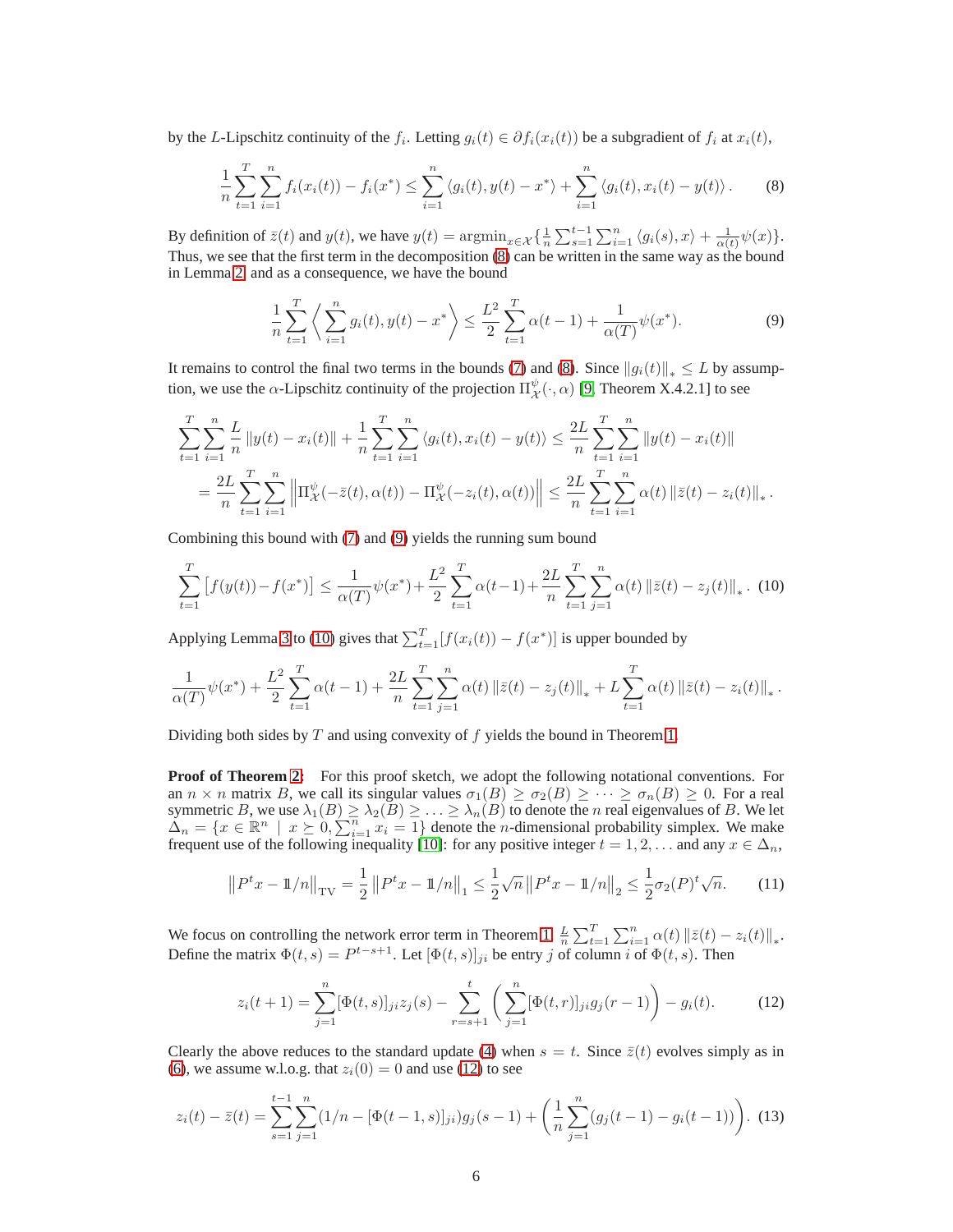by the $L$-Lipschitz continuity of the $f_i$. Letting $g_i(t) \in \partial f_i(x_i(t))$ be a subgradient of $f_i$ at $x_i(t)$,

$$\frac{1}{n}\sum_{t=1}^{T}\sum_{i=1}^{n} f_i(x_i(t)) - f_i(x^*) \leq \sum_{i=1}^{n} \langle g_i(t), y(t) - x^* \rangle + \sum_{i=1}^{n} \langle g_i(t), x_i(t) - y(t) \rangle. \tag{8}$$

By definition of $\bar{z}(t)$ and $y(t)$, we have $y(t) = \mathrm{argmin}_{x \in \mathcal{X}}\{\frac{1}{n}\sum_{s=1}^{t-1}\sum_{i=1}^{n}\langle g_i(s), x\rangle + \frac{1}{\alpha(t)}\psi(x)\}$. Thus, we see that the first term in the decomposition (8) can be written in the same way as the bound in Lemma 2, and as a consequence, we have the bound

$$\frac{1}{n}\sum_{t=1}^{T}\left\langle \sum_{i=1}^{n} g_i(t), y(t) - x^* \right\rangle \leq \frac{L^2}{2}\sum_{t=1}^{T}\alpha(t-1) + \frac{1}{\alpha(T)}\psi(x^*). \tag{9}$$

It remains to control the final two terms in the bounds (7) and (8). Since $\|g_i(t)\|_* \leq L$ by assumption, we use the $\alpha$-Lipschitz continuity of the projection $\Pi_{\mathcal{X}}^{\psi}(\cdot, \alpha)$ [9, Theorem X.4.2.1] to see

$$\begin{aligned}
\sum_{t=1}^{T}\sum_{i=1}^{n}\frac{L}{n}\|y(t) - x_i(t)\| + \frac{1}{n}\sum_{t=1}^{T}\sum_{i=1}^{n}\langle g_i(t), x_i(t) - y(t)\rangle &\leq \frac{2L}{n}\sum_{t=1}^{T}\sum_{i=1}^{n}\|y(t) - x_i(t)\| \\
= \frac{2L}{n}\sum_{t=1}^{T}\sum_{i=1}^{n}\left\|\Pi_{\mathcal{X}}^{\psi}(-\bar{z}(t), \alpha(t)) - \Pi_{\mathcal{X}}^{\psi}(-z_i(t), \alpha(t))\right\| &\leq \frac{2L}{n}\sum_{t=1}^{T}\sum_{i=1}^{n}\alpha(t)\|\bar{z}(t) - z_i(t)\|_*.
\end{aligned}$$

Combining this bound with (7) and (9) yields the running sum bound

$$\sum_{t=1}^{T}\left[f(y(t)) - f(x^*)\right] \leq \frac{1}{\alpha(T)}\psi(x^*) + \frac{L^2}{2}\sum_{t=1}^{T}\alpha(t-1) + \frac{2L}{n}\sum_{t=1}^{T}\sum_{j=1}^{n}\alpha(t)\|\bar{z}(t) - z_j(t)\|_*. \tag{10}$$

Applying Lemma 3 to (10) gives that $\sum_{t=1}^{T}[f(x_i(t)) - f(x^*)]$ is upper bounded by

$$\frac{1}{\alpha(T)}\psi(x^*) + \frac{L^2}{2}\sum_{t=1}^{T}\alpha(t-1) + \frac{2L}{n}\sum_{t=1}^{T}\sum_{j=1}^{n}\alpha(t)\|\bar{z}(t) - z_j(t)\|_* + L\sum_{t=1}^{T}\alpha(t)\|\bar{z}(t) - z_i(t)\|_*.$$

Dividing both sides by $T$ and using convexity of $f$ yields the bound in Theorem 1.

**Proof of Theorem 2:** For this proof sketch, we adopt the following notational conventions. For an $n \times n$ matrix $B$, we call its singular values $\sigma_1(B) \geq \sigma_2(B) \geq \cdots \geq \sigma_n(B) \geq 0$. For a real symmetric $B$, we use $\lambda_1(B) \geq \lambda_2(B) \geq \ldots \geq \lambda_n(B)$ to denote the $n$ real eigenvalues of $B$. We let $\Delta_n = \{x \in \mathbb{R}^n \mid x \succeq 0, \sum_{i=1}^{n} x_i = 1\}$ denote the $n$-dimensional probability simplex. We make frequent use of the following inequality [10]: for any positive integer $t = 1, 2, \ldots$ and any $x \in \Delta_n$,

$$\left\|P^t x - \mathbb{1}/n\right\|_{\mathrm{TV}} = \frac{1}{2}\left\|P^t x - \mathbb{1}/n\right\|_1 \leq \frac{1}{2}\sqrt{n}\left\|P^t x - \mathbb{1}/n\right\|_2 \leq \frac{1}{2}\sigma_2(P)^t\sqrt{n}. \tag{11}$$

We focus on controlling the network error term in Theorem 1, $\frac{L}{n}\sum_{t=1}^{T}\sum_{i=1}^{n}\alpha(t)\|\bar{z}(t) - z_i(t)\|_*$. Define the matrix $\Phi(t, s) = P^{t-s+1}$. Let $[\Phi(t, s)]_{ji}$ be entry $j$ of column $i$ of $\Phi(t, s)$. Then

$$z_i(t+1) = \sum_{j=1}^{n}[\Phi(t, s)]_{ji} z_j(s) - \sum_{r=s+1}^{t}\left(\sum_{j=1}^{n}[\Phi(t, r)]_{ji} g_j(r-1)\right) - g_i(t). \tag{12}$$

Clearly the above reduces to the standard update (4) when $s = t$. Since $\bar{z}(t)$ evolves simply as in (6), we assume w.l.o.g. that $z_i(0) = 0$ and use (12) to see

$$z_i(t) - \bar{z}(t) = \sum_{s=1}^{t-1}\sum_{j=1}^{n}(1/n - [\Phi(t-1, s)]_{ji}) g_j(s-1) + \left(\frac{1}{n}\sum_{j=1}^{n}(g_j(t-1) - g_i(t-1))\right). \tag{13}$$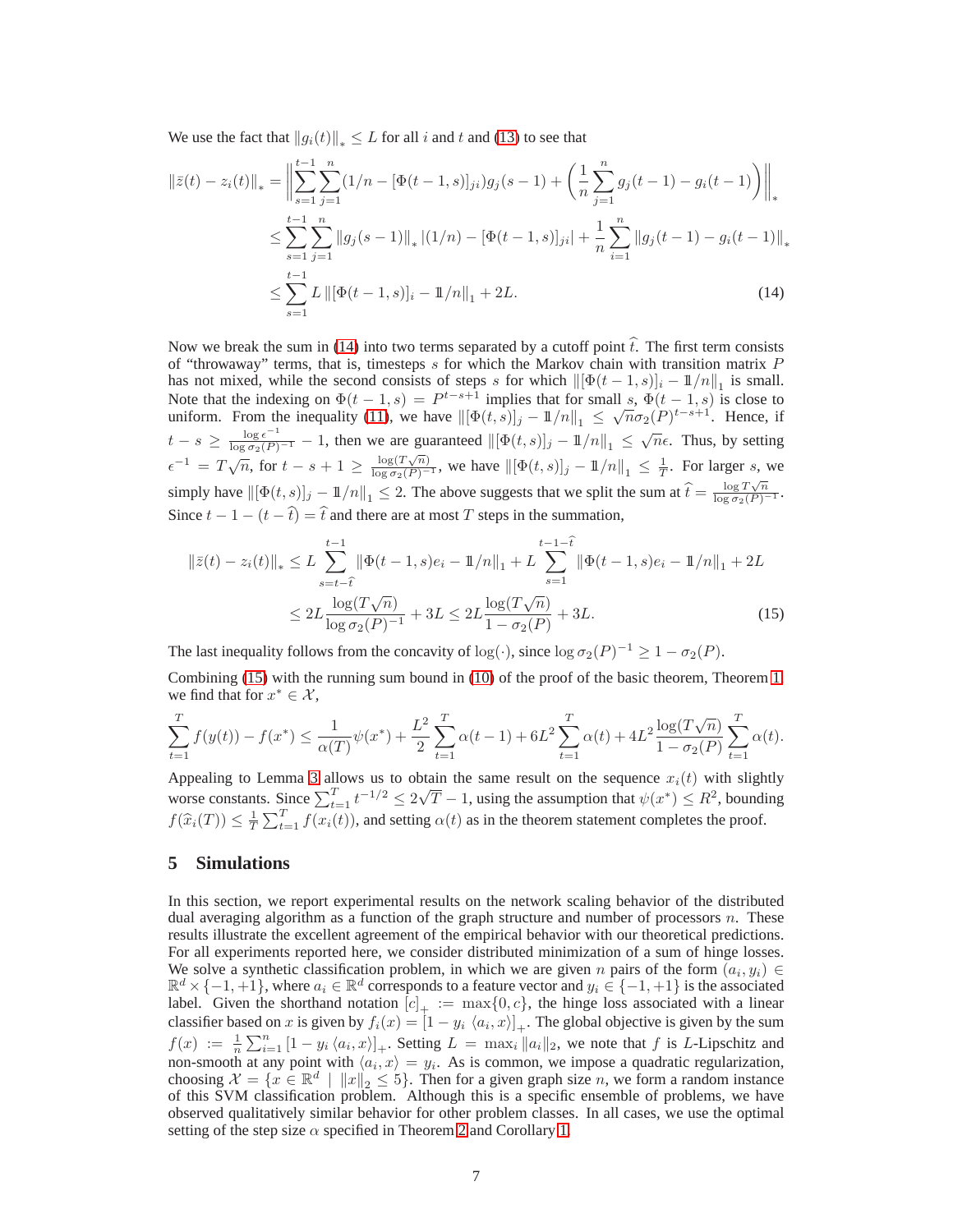We use the fact that $\|g_i(t)\|_* \le L$ for all $i$ and $t$ and (13) to see that

$$
\begin{aligned}
\|\bar{z}(t) - z_i(t)\|_* &= \left\| \sum_{s=1}^{t-1} \sum_{j=1}^{n} (1/n - [\Phi(t-1,s)]_{ji}) g_j(s-1) + \left( \frac{1}{n} \sum_{j=1}^{n} g_j(t-1) - g_i(t-1) \right) \right\|_* \\
&\le \sum_{s=1}^{t-1} \sum_{j=1}^{n} \|g_j(s-1)\|_* \left| (1/n) - [\Phi(t-1,s)]_{ji} \right| + \frac{1}{n} \sum_{i=1}^{n} \|g_j(t-1) - g_i(t-1)\|_* \\
&\le \sum_{s=1}^{t-1} L \left\| [\Phi(t-1,s)]_i - \mathbb{1}/n \right\|_1 + 2L. \qquad (14)
\end{aligned}
$$

Now we break the sum in (14) into two terms separated by a cutoff point $\widehat{t}$. The first term consists of "throwaway" terms, that is, timesteps $s$ for which the Markov chain with transition matrix $P$ has not mixed, while the second consists of steps $s$ for which $\|[\Phi(t-1,s)]_i - \mathbb{1}/n\|_1$ is small. Note that the indexing on $\Phi(t-1,s) = P^{t-s+1}$ implies that for small $s$, $\Phi(t-1,s)$ is close to uniform. From the inequality (11), we have $\|[\Phi(t,s)]_j - \mathbb{1}/n\|_1 \le \sqrt{n}\sigma_2(P)^{t-s+1}$. Hence, if $t - s \ge \frac{\log \epsilon^{-1}}{\log \sigma_2(P)^{-1}} - 1$, then we are guaranteed $\|[\Phi(t,s)]_j - \mathbb{1}/n\|_1 \le \sqrt{n}\epsilon$. Thus, by setting $\epsilon^{-1} = T\sqrt{n}$, for $t - s + 1 \ge \frac{\log(T\sqrt{n})}{\log \sigma_2(P)^{-1}}$, we have $\|[\Phi(t,s)]_j - \mathbb{1}/n\|_1 \le \frac{1}{T}$. For larger $s$, we simply have $\|[\Phi(t,s)]_j - \mathbb{1}/n\|_1 \le 2$. The above suggests that we split the sum at $\widehat{t} = \frac{\log T\sqrt{n}}{\log \sigma_2(P)^{-1}}$. Since $t - 1 - (t - \widehat{t}) = \widehat{t}$ and there are at most $T$ steps in the summation,

$$
\begin{aligned}
\|\bar{z}(t) - z_i(t)\|_* &\le L \sum_{s=t-\widehat{t}}^{t-1} \|\Phi(t-1,s)e_i - \mathbb{1}/n\|_1 + L \sum_{s=1}^{t-1-\widehat{t}} \|\Phi(t-1,s)e_i - \mathbb{1}/n\|_1 + 2L \\
&\le 2L \frac{\log(T\sqrt{n})}{\log \sigma_2(P)^{-1}} + 3L \le 2L \frac{\log(T\sqrt{n})}{1 - \sigma_2(P)} + 3L. \qquad (15)
\end{aligned}
$$

The last inequality follows from the concavity of $\log(\cdot)$, since $\log \sigma_2(P)^{-1} \ge 1 - \sigma_2(P)$.

Combining (15) with the running sum bound in (10) of the proof of the basic theorem, Theorem 1, we find that for $x^* \in \mathcal{X}$,

$$
\sum_{t=1}^{T} f(y(t)) - f(x^*) \le \frac{1}{\alpha(T)} \psi(x^*) + \frac{L^2}{2} \sum_{t=1}^{T} \alpha(t-1) + 6L^2 \sum_{t=1}^{T} \alpha(t) + 4L^2 \frac{\log(T\sqrt{n})}{1 - \sigma_2(P)} \sum_{t=1}^{T} \alpha(t).
$$

Appealing to Lemma 3 allows us to obtain the same result on the sequence $x_i(t)$ with slightly worse constants. Since $\sum_{t=1}^{T} t^{-1/2} \le 2\sqrt{T} - 1$, using the assumption that $\psi(x^*) \le R^2$, bounding $f(\widehat{x}_i(T)) \le \frac{1}{T} \sum_{t=1}^{T} f(x_i(t))$, and setting $\alpha(t)$ as in the theorem statement completes the proof.

## 5 Simulations

In this section, we report experimental results on the network scaling behavior of the distributed dual averaging algorithm as a function of the graph structure and number of processors $n$. These results illustrate the excellent agreement of the empirical behavior with our theoretical predictions. For all experiments reported here, we consider distributed minimization of a sum of hinge losses. We solve a synthetic classification problem, in which we are given $n$ pairs of the form $(a_i, y_i) \in \mathbb{R}^d \times \{-1, +1\}$, where $a_i \in \mathbb{R}^d$ corresponds to a feature vector and $y_i \in \{-1, +1\}$ is the associated label. Given the shorthand notation $[c]_+ := \max\{0, c\}$, the hinge loss associated with a linear classifier based on $x$ is given by $f_i(x) = [1 - y_i \langle a_i, x \rangle]_+$. The global objective is given by the sum $f(x) := \frac{1}{n} \sum_{i=1}^{n} [1 - y_i \langle a_i, x \rangle]_+$. Setting $L = \max_i \|a_i\|_2$, we note that $f$ is $L$-Lipschitz and non-smooth at any point with $\langle a_i, x \rangle = y_i$. As is common, we impose a quadratic regularization, choosing $\mathcal{X} = \{x \in \mathbb{R}^d \mid \|x\|_2 \le 5\}$. Then for a given graph size $n$, we form a random instance of this SVM classification problem. Although this is a specific ensemble of problems, we have observed qualitatively similar behavior for other problem classes. In all cases, we use the optimal setting of the step size $\alpha$ specified in Theorem 2 and Corollary 1.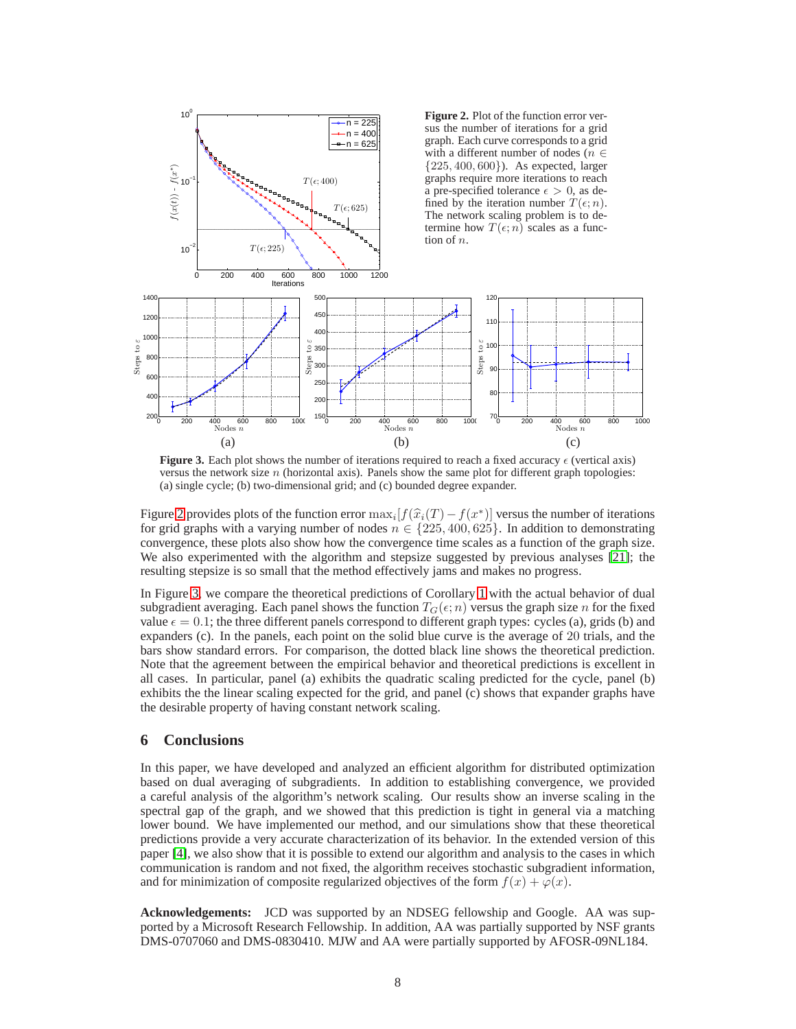**Figure 2.** Plot of the function error versus the number of iterations for a grid graph. Each curve corresponds to a grid with a different number of nodes ($n \in \{225, 400, 600\}$). As expected, larger graphs require more iterations to reach a pre-specified tolerance $\epsilon > 0$, as defined by the iteration number $T(\epsilon; n)$. The network scaling problem is to determine how $T(\epsilon; n)$ scales as a function of $n$.

**Figure 3.** Each plot shows the number of iterations required to reach a fixed accuracy $\epsilon$ (vertical axis) versus the network size $n$ (horizontal axis). Panels show the same plot for different graph topologies: (a) single cycle; (b) two-dimensional grid; and (c) bounded degree expander.

Figure 2 provides plots of the function error $\max_i [f(\widehat{x}_i(T) - f(x^*)]$ versus the number of iterations for grid graphs with a varying number of nodes $n \in \{225, 400, 625\}$. In addition to demonstrating convergence, these plots also show how the convergence time scales as a function of the graph size. We also experimented with the algorithm and stepsize suggested by previous analyses [21]; the resulting stepsize is so small that the method effectively jams and makes no progress.

In Figure 3, we compare the theoretical predictions of Corollary 1 with the actual behavior of dual subgradient averaging. Each panel shows the function $T_G(\epsilon; n)$ versus the graph size $n$ for the fixed value $\epsilon = 0.1$; the three different panels correspond to different graph types: cycles (a), grids (b) and expanders (c). In the panels, each point on the solid blue curve is the average of 20 trials, and the bars show standard errors. For comparison, the dotted black line shows the theoretical prediction. Note that the agreement between the empirical behavior and theoretical predictions is excellent in all cases. In particular, panel (a) exhibits the quadratic scaling predicted for the cycle, panel (b) exhibits the the linear scaling expected for the grid, and panel (c) shows that expander graphs have the desirable property of having constant network scaling.

## 6 Conclusions

In this paper, we have developed and analyzed an efficient algorithm for distributed optimization based on dual averaging of subgradients. In addition to establishing convergence, we provided a careful analysis of the algorithm's network scaling. Our results show an inverse scaling in the spectral gap of the graph, and we showed that this prediction is tight in general via a matching lower bound. We have implemented our method, and our simulations show that these theoretical predictions provide a very accurate characterization of its behavior. In the extended version of this paper [4], we also show that it is possible to extend our algorithm and analysis to the cases in which communication is random and not fixed, the algorithm receives stochastic subgradient information, and for minimization of composite regularized objectives of the form $f(x) + \varphi(x)$.

**Acknowledgements:** JCD was supported by an NDSEG fellowship and Google. AA was supported by a Microsoft Research Fellowship. In addition, AA was partially supported by NSF grants DMS-0707060 and DMS-0830410. MJW and AA were partially supported by AFOSR-09NL184.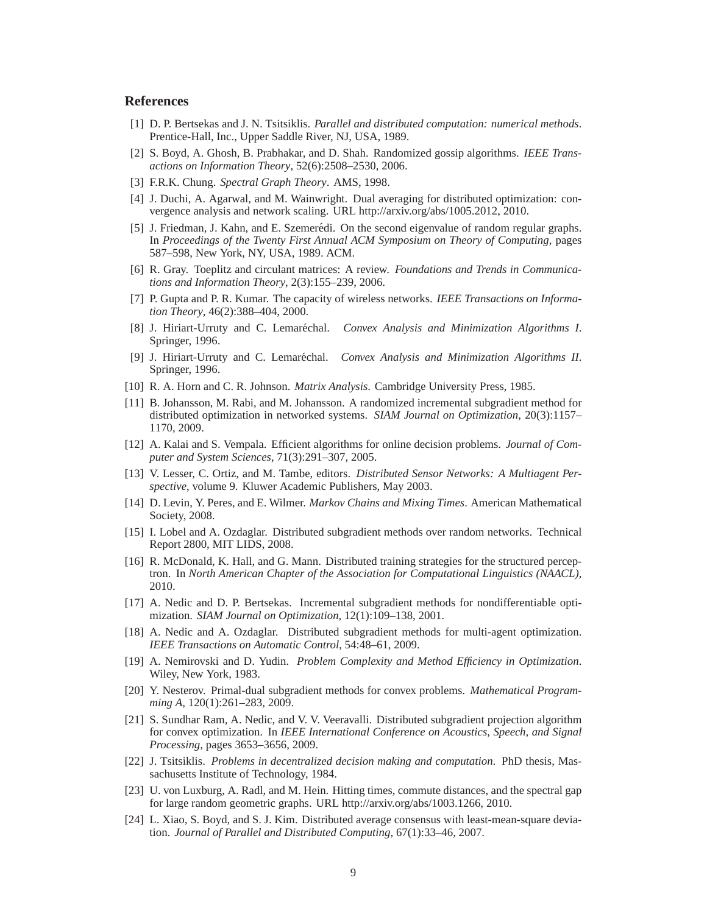## References

[1] D. P. Bertsekas and J. N. Tsitsiklis. *Parallel and distributed computation: numerical methods*. Prentice-Hall, Inc., Upper Saddle River, NJ, USA, 1989.

[2] S. Boyd, A. Ghosh, B. Prabhakar, and D. Shah. Randomized gossip algorithms. *IEEE Transactions on Information Theory*, 52(6):2508–2530, 2006.

[3] F.R.K. Chung. *Spectral Graph Theory*. AMS, 1998.

[4] J. Duchi, A. Agarwal, and M. Wainwright. Dual averaging for distributed optimization: convergence analysis and network scaling. URL http://arxiv.org/abs/1005.2012, 2010.

[5] J. Friedman, J. Kahn, and E. Szemerédi. On the second eigenvalue of random regular graphs. In *Proceedings of the Twenty First Annual ACM Symposium on Theory of Computing*, pages 587–598, New York, NY, USA, 1989. ACM.

[6] R. Gray. Toeplitz and circulant matrices: A review. *Foundations and Trends in Communications and Information Theory*, 2(3):155–239, 2006.

[7] P. Gupta and P. R. Kumar. The capacity of wireless networks. *IEEE Transactions on Information Theory*, 46(2):388–404, 2000.

[8] J. Hiriart-Urruty and C. Lemaréchal. *Convex Analysis and Minimization Algorithms I*. Springer, 1996.

[9] J. Hiriart-Urruty and C. Lemaréchal. *Convex Analysis and Minimization Algorithms II*. Springer, 1996.

[10] R. A. Horn and C. R. Johnson. *Matrix Analysis*. Cambridge University Press, 1985.

[11] B. Johansson, M. Rabi, and M. Johansson. A randomized incremental subgradient method for distributed optimization in networked systems. *SIAM Journal on Optimization*, 20(3):1157–1170, 2009.

[12] A. Kalai and S. Vempala. Efficient algorithms for online decision problems. *Journal of Computer and System Sciences*, 71(3):291–307, 2005.

[13] V. Lesser, C. Ortiz, and M. Tambe, editors. *Distributed Sensor Networks: A Multiagent Perspective*, volume 9. Kluwer Academic Publishers, May 2003.

[14] D. Levin, Y. Peres, and E. Wilmer. *Markov Chains and Mixing Times*. American Mathematical Society, 2008.

[15] I. Lobel and A. Ozdaglar. Distributed subgradient methods over random networks. Technical Report 2800, MIT LIDS, 2008.

[16] R. McDonald, K. Hall, and G. Mann. Distributed training strategies for the structured perceptron. In *North American Chapter of the Association for Computational Linguistics (NAACL)*, 2010.

[17] A. Nedic and D. P. Bertsekas. Incremental subgradient methods for nondifferentiable optimization. *SIAM Journal on Optimization*, 12(1):109–138, 2001.

[18] A. Nedic and A. Ozdaglar. Distributed subgradient methods for multi-agent optimization. *IEEE Transactions on Automatic Control*, 54:48–61, 2009.

[19] A. Nemirovski and D. Yudin. *Problem Complexity and Method Efficiency in Optimization*. Wiley, New York, 1983.

[20] Y. Nesterov. Primal-dual subgradient methods for convex problems. *Mathematical Programming A*, 120(1):261–283, 2009.

[21] S. Sundhar Ram, A. Nedic, and V. V. Veeravalli. Distributed subgradient projection algorithm for convex optimization. In *IEEE International Conference on Acoustics, Speech, and Signal Processing*, pages 3653–3656, 2009.

[22] J. Tsitsiklis. *Problems in decentralized decision making and computation*. PhD thesis, Massachusetts Institute of Technology, 1984.

[23] U. von Luxburg, A. Radl, and M. Hein. Hitting times, commute distances, and the spectral gap for large random geometric graphs. URL http://arxiv.org/abs/1003.1266, 2010.

[24] L. Xiao, S. Boyd, and S. J. Kim. Distributed average consensus with least-mean-square deviation. *Journal of Parallel and Distributed Computing*, 67(1):33–46, 2007.